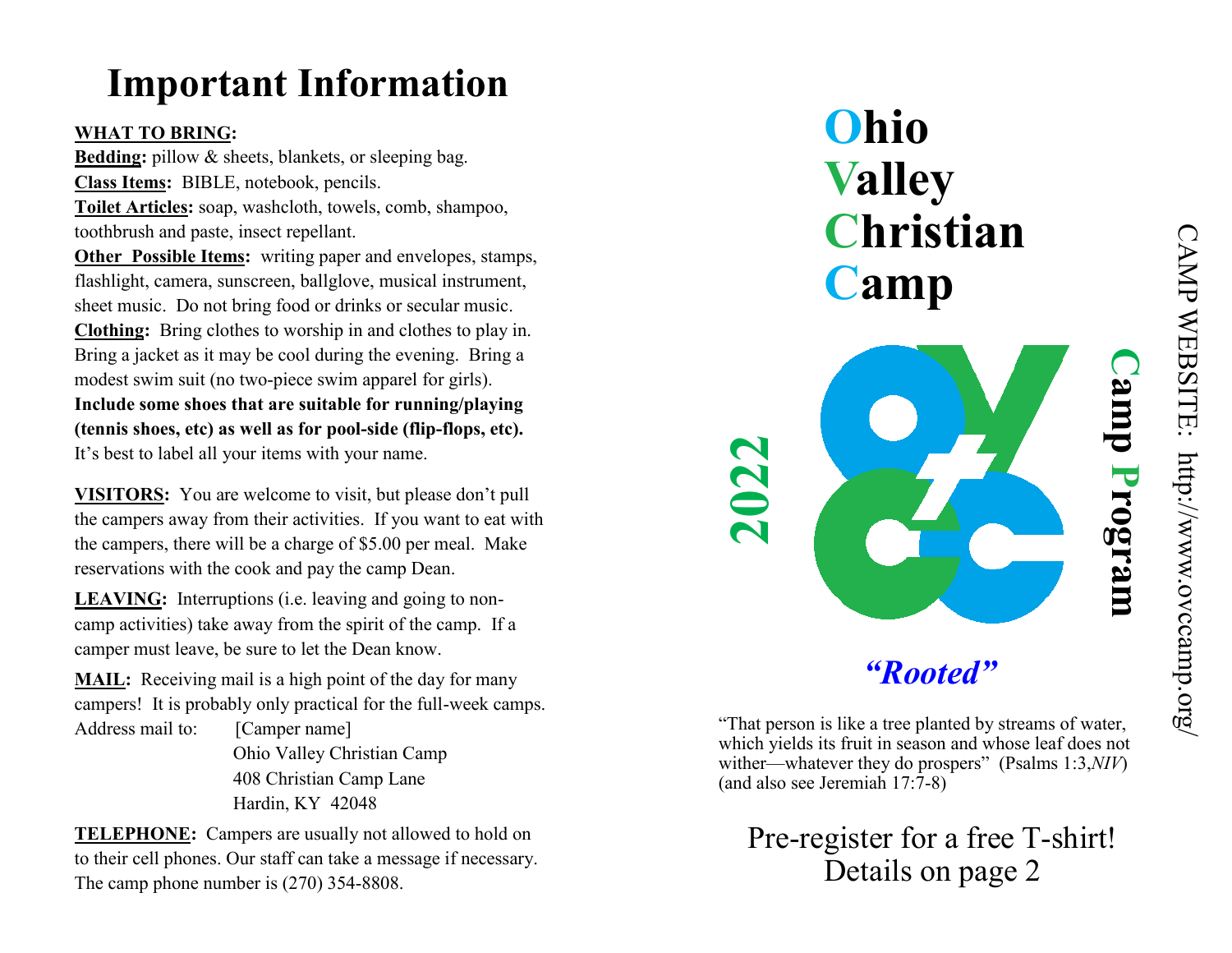# Important Information

**WHAT TO BRING:**

**Bedding:** pillow & sheets, blankets, or sleeping bag.

**Class Items:** BIBLE, notebook, pencils.

**Toilet Articles:** soap, washcloth, towels, comb, shampoo, toothbrush and paste, insect repellant.

**Other Possible Items:** writing paper and envelopes, stamps, flashlight, camera, sunscreen, ballglove, musical instrument, sheet music. Do not bring food or drinks or secular music.

**Clothing:** Bring clothes to worship in and clothes to play in. Bring a jacket as it may be cool during the evening. Bring a modest swim suit (no two-piece swim apparel for girls). **Include some shoes that are suitable for running/playing (tennis shoes, etc) as well as for pool-side (flip-flops, etc).** It's best to label all your items with your name.

**VISITORS:** You are welcome to visit, but please don't pull the campers away from their activities. If you want to eat with the campers, there will be a charge of $5.00 per meal. Make reservations with the cook and pay the camp Dean.

**LEAVING:** Interruptions (i.e. leaving and going to non-camp activities) take away from the spirit of the camp. If a camper must leave, be sure to let the Dean know.

**MAIL:** Receiving mail is a high point of the day for many campers! It is probably only practical for the full-week camps.

Address mail to:
[Camper name]
Ohio Valley Christian Camp
408 Christian Camp Lane
Hardin, KY 42048

**TELEPHONE:** Campers are usually not allowed to hold on to their cell phones. Our staff can take a message if necessary. The camp phone number is (270) 354-8808.

# Ohio Valley Christian Camp

**2022**

**Camp Program**

CAMP WEBSITE: http://www.ovccamp.org/

***"Rooted"***

"That person is like a tree planted by streams of water, which yields its fruit in season and whose leaf does not wither—whatever they do prospers" (Psalms 1:3,*NIV*) (and also see Jeremiah 17:7-8)

Pre-register for a free T-shirt!
Details on page 2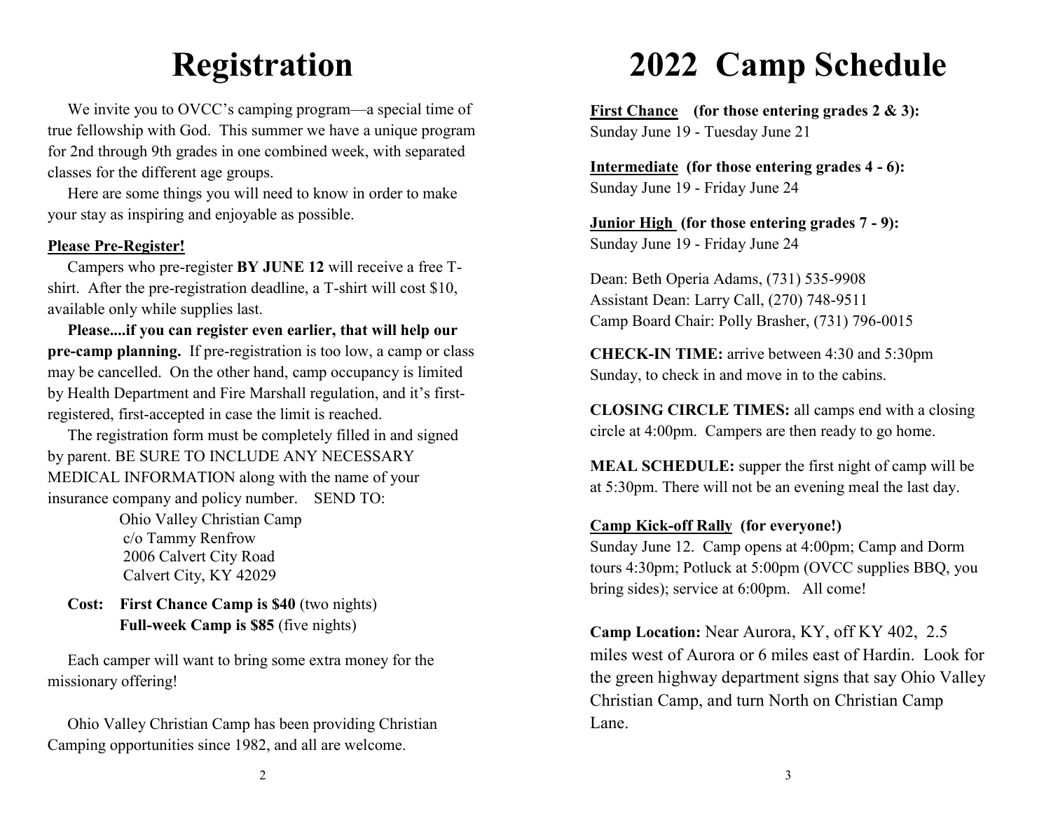# Registration

We invite you to OVCC's camping program—a special time of true fellowship with God. This summer we have a unique program for 2nd through 9th grades in one combined week, with separated classes for the different age groups.

Here are some things you will need to know in order to make your stay as inspiring and enjoyable as possible.

**Please Pre-Register!**

Campers who pre-register **BY JUNE 12** will receive a free T-shirt. After the pre-registration deadline, a T-shirt will cost $10, available only while supplies last.

**Please....if you can register even earlier, that will help our pre-camp planning.** If pre-registration is too low, a camp or class may be cancelled. On the other hand, camp occupancy is limited by Health Department and Fire Marshall regulation, and it's first-registered, first-accepted in case the limit is reached.

The registration form must be completely filled in and signed by parent. BE SURE TO INCLUDE ANY NECESSARY MEDICAL INFORMATION along with the name of your insurance company and policy number. SEND TO:

Ohio Valley Christian Camp
c/o Tammy Renfrow
2006 Calvert City Road
Calvert City, KY 42029

**Cost:** **First Chance Camp is $40** (two nights)
**Full-week Camp is $85** (five nights)

Each camper will want to bring some extra money for the missionary offering!

Ohio Valley Christian Camp has been providing Christian Camping opportunities since 1982, and all are welcome.

# 2022 Camp Schedule

**First Chance (for those entering grades 2 & 3):**
Sunday June 19 - Tuesday June 21

**Intermediate (for those entering grades 4 - 6):**
Sunday June 19 - Friday June 24

**Junior High (for those entering grades 7 - 9):**
Sunday June 19 - Friday June 24

Dean: Beth Operia Adams, (731) 535-9908
Assistant Dean: Larry Call, (270) 748-9511
Camp Board Chair: Polly Brasher, (731) 796-0015

**CHECK-IN TIME:** arrive between 4:30 and 5:30pm Sunday, to check in and move in to the cabins.

**CLOSING CIRCLE TIMES:** all camps end with a closing circle at 4:00pm. Campers are then ready to go home.

**MEAL SCHEDULE:** supper the first night of camp will be at 5:30pm. There will not be an evening meal the last day.

**Camp Kick-off Rally (for everyone!)**
Sunday June 12. Camp opens at 4:00pm; Camp and Dorm tours 4:30pm; Potluck at 5:00pm (OVCC supplies BBQ, you bring sides); service at 6:00pm. All come!

**Camp Location:** Near Aurora, KY, off KY 402, 2.5 miles west of Aurora or 6 miles east of Hardin. Look for the green highway department signs that say Ohio Valley Christian Camp, and turn North on Christian Camp Lane.